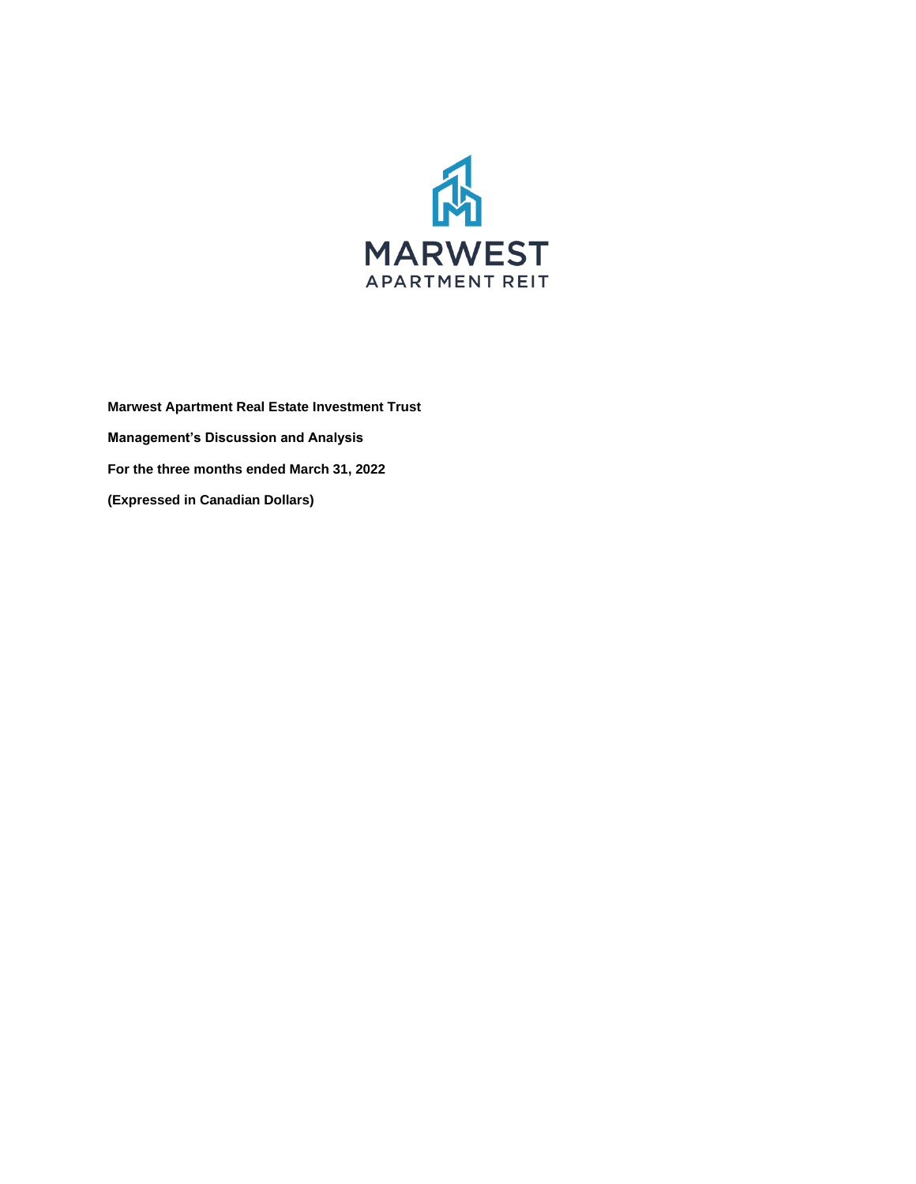MARWEST
APARTMENT REIT

**Marwest Apartment Real Estate Investment Trust**

**Management's Discussion and Analysis**

**For the three months ended March 31, 2022**

**(Expressed in Canadian Dollars)**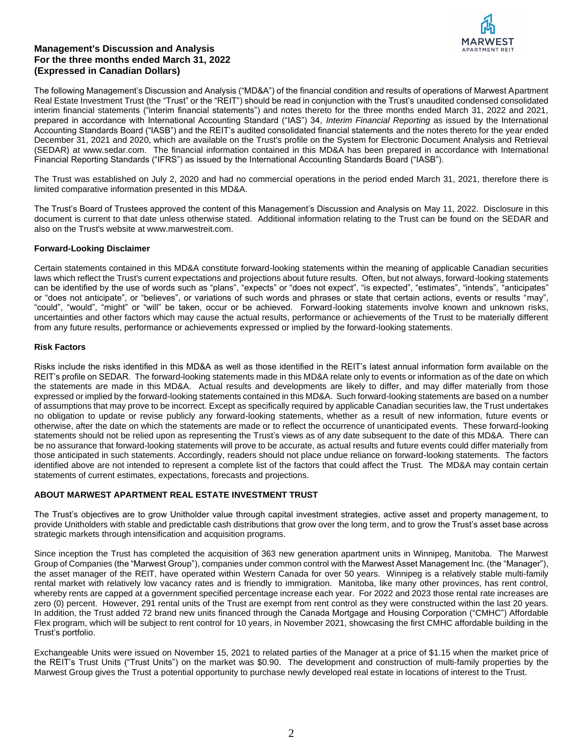**Management's Discussion and Analysis**
**For the three months ended March 31, 2022**
**(Expressed in Canadian Dollars)**

The following Management's Discussion and Analysis ("MD&A") of the financial condition and results of operations of Marwest Apartment Real Estate Investment Trust (the "Trust" or the "REIT") should be read in conjunction with the Trust's unaudited condensed consolidated interim financial statements ("interim financial statements") and notes thereto for the three months ended March 31, 2022 and 2021, prepared in accordance with International Accounting Standard ("IAS") 34, *Interim Financial Reporting* as issued by the International Accounting Standards Board ("IASB") and the REIT's audited consolidated financial statements and the notes thereto for the year ended December 31, 2021 and 2020, which are available on the Trust's profile on the System for Electronic Document Analysis and Retrieval (SEDAR) at www.sedar.com. The financial information contained in this MD&A has been prepared in accordance with International Financial Reporting Standards ("IFRS") as issued by the International Accounting Standards Board ("IASB").

The Trust was established on July 2, 2020 and had no commercial operations in the period ended March 31, 2021, therefore there is limited comparative information presented in this MD&A.

The Trust's Board of Trustees approved the content of this Management's Discussion and Analysis on May 11, 2022. Disclosure in this document is current to that date unless otherwise stated. Additional information relating to the Trust can be found on the SEDAR and also on the Trust's website at www.marwestreit.com.

**Forward-Looking Disclaimer**

Certain statements contained in this MD&A constitute forward-looking statements within the meaning of applicable Canadian securities laws which reflect the Trust's current expectations and projections about future results. Often, but not always, forward-looking statements can be identified by the use of words such as "plans", "expects" or "does not expect", "is expected", "estimates", "intends", "anticipates" or "does not anticipate", or "believes", or variations of such words and phrases or state that certain actions, events or results "may", "could", "would", "might" or "will" be taken, occur or be achieved. Forward-looking statements involve known and unknown risks, uncertainties and other factors which may cause the actual results, performance or achievements of the Trust to be materially different from any future results, performance or achievements expressed or implied by the forward-looking statements.

**Risk Factors**

Risks include the risks identified in this MD&A as well as those identified in the REIT's latest annual information form available on the REIT's profile on SEDAR. The forward-looking statements made in this MD&A relate only to events or information as of the date on which the statements are made in this MD&A. Actual results and developments are likely to differ, and may differ materially from those expressed or implied by the forward-looking statements contained in this MD&A. Such forward-looking statements are based on a number of assumptions that may prove to be incorrect. Except as specifically required by applicable Canadian securities law, the Trust undertakes no obligation to update or revise publicly any forward-looking statements, whether as a result of new information, future events or otherwise, after the date on which the statements are made or to reflect the occurrence of unanticipated events. These forward-looking statements should not be relied upon as representing the Trust's views as of any date subsequent to the date of this MD&A. There can be no assurance that forward-looking statements will prove to be accurate, as actual results and future events could differ materially from those anticipated in such statements. Accordingly, readers should not place undue reliance on forward-looking statements. The factors identified above are not intended to represent a complete list of the factors that could affect the Trust. The MD&A may contain certain statements of current estimates, expectations, forecasts and projections.

**ABOUT MARWEST APARTMENT REAL ESTATE INVESTMENT TRUST**

The Trust's objectives are to grow Unitholder value through capital investment strategies, active asset and property management, to provide Unitholders with stable and predictable cash distributions that grow over the long term, and to grow the Trust's asset base across strategic markets through intensification and acquisition programs.

Since inception the Trust has completed the acquisition of 363 new generation apartment units in Winnipeg, Manitoba. The Marwest Group of Companies (the "Marwest Group"), companies under common control with the Marwest Asset Management Inc. (the "Manager"), the asset manager of the REIT, have operated within Western Canada for over 50 years. Winnipeg is a relatively stable multi-family rental market with relatively low vacancy rates and is friendly to immigration. Manitoba, like many other provinces, has rent control, whereby rents are capped at a government specified percentage increase each year. For 2022 and 2023 those rental rate increases are zero (0) percent. However, 291 rental units of the Trust are exempt from rent control as they were constructed within the last 20 years. In addition, the Trust added 72 brand new units financed through the Canada Mortgage and Housing Corporation ("CMHC") Affordable Flex program, which will be subject to rent control for 10 years, in November 2021, showcasing the first CMHC affordable building in the Trust's portfolio.

Exchangeable Units were issued on November 15, 2021 to related parties of the Manager at a price of $1.15 when the market price of the REIT's Trust Units ("Trust Units") on the market was $0.90. The development and construction of multi-family properties by the Marwest Group gives the Trust a potential opportunity to purchase newly developed real estate in locations of interest to the Trust.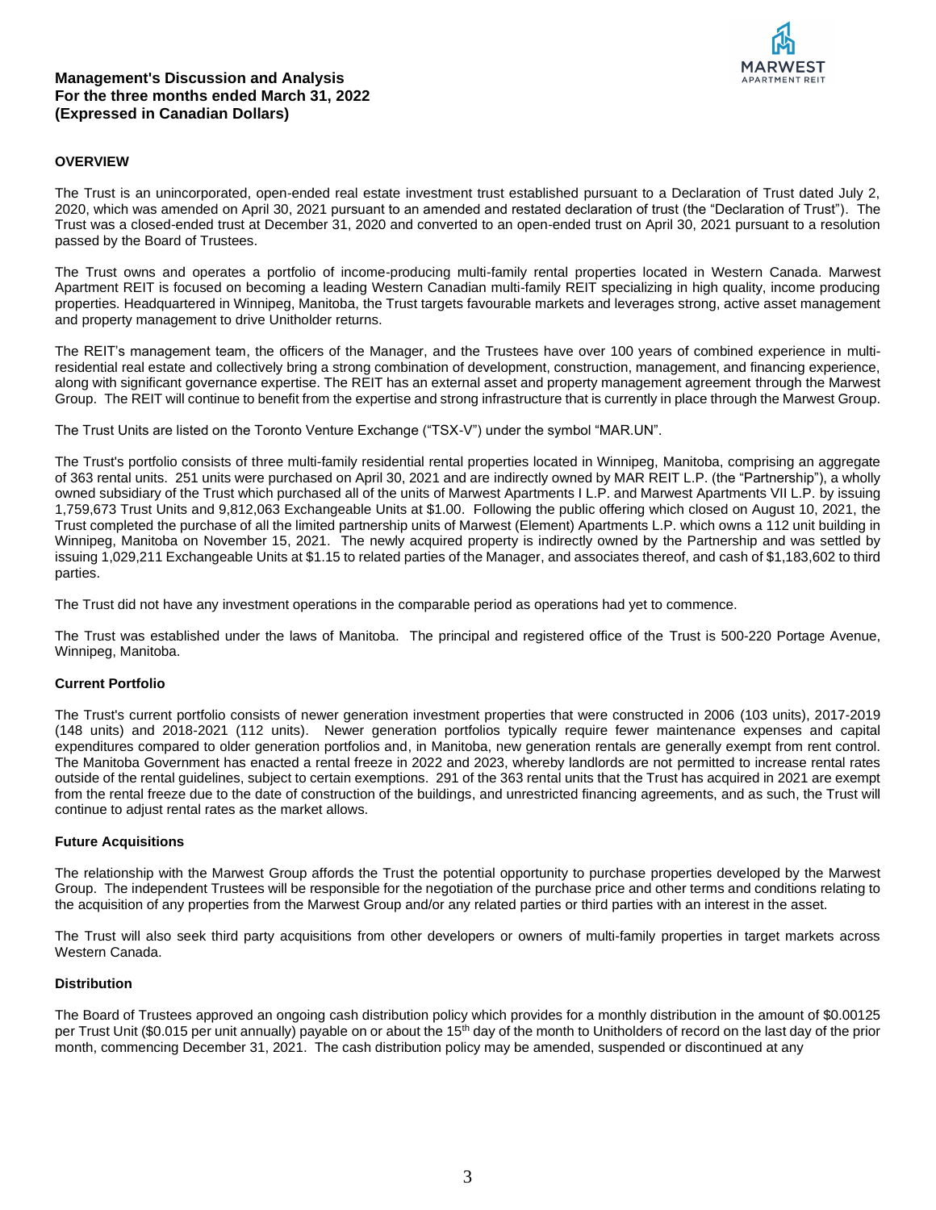**Management's Discussion and Analysis**
**For the three months ended March 31, 2022**
**(Expressed in Canadian Dollars)**

## OVERVIEW

The Trust is an unincorporated, open-ended real estate investment trust established pursuant to a Declaration of Trust dated July 2, 2020, which was amended on April 30, 2021 pursuant to an amended and restated declaration of trust (the "Declaration of Trust"). The Trust was a closed-ended trust at December 31, 2020 and converted to an open-ended trust on April 30, 2021 pursuant to a resolution passed by the Board of Trustees.

The Trust owns and operates a portfolio of income-producing multi-family rental properties located in Western Canada. Marwest Apartment REIT is focused on becoming a leading Western Canadian multi-family REIT specializing in high quality, income producing properties. Headquartered in Winnipeg, Manitoba, the Trust targets favourable markets and leverages strong, active asset management and property management to drive Unitholder returns.

The REIT's management team, the officers of the Manager, and the Trustees have over 100 years of combined experience in multi-residential real estate and collectively bring a strong combination of development, construction, management, and financing experience, along with significant governance expertise. The REIT has an external asset and property management agreement through the Marwest Group. The REIT will continue to benefit from the expertise and strong infrastructure that is currently in place through the Marwest Group.

The Trust Units are listed on the Toronto Venture Exchange ("TSX-V") under the symbol "MAR.UN".

The Trust's portfolio consists of three multi-family residential rental properties located in Winnipeg, Manitoba, comprising an aggregate of 363 rental units. 251 units were purchased on April 30, 2021 and are indirectly owned by MAR REIT L.P. (the "Partnership"), a wholly owned subsidiary of the Trust which purchased all of the units of Marwest Apartments I L.P. and Marwest Apartments VII L.P. by issuing 1,759,673 Trust Units and 9,812,063 Exchangeable Units at $1.00. Following the public offering which closed on August 10, 2021, the Trust completed the purchase of all the limited partnership units of Marwest (Element) Apartments L.P. which owns a 112 unit building in Winnipeg, Manitoba on November 15, 2021. The newly acquired property is indirectly owned by the Partnership and was settled by issuing 1,029,211 Exchangeable Units at $1.15 to related parties of the Manager, and associates thereof, and cash of $1,183,602 to third parties.

The Trust did not have any investment operations in the comparable period as operations had yet to commence.

The Trust was established under the laws of Manitoba. The principal and registered office of the Trust is 500-220 Portage Avenue, Winnipeg, Manitoba.

### Current Portfolio

The Trust's current portfolio consists of newer generation investment properties that were constructed in 2006 (103 units), 2017-2019 (148 units) and 2018-2021 (112 units). Newer generation portfolios typically require fewer maintenance expenses and capital expenditures compared to older generation portfolios and, in Manitoba, new generation rentals are generally exempt from rent control. The Manitoba Government has enacted a rental freeze in 2022 and 2023, whereby landlords are not permitted to increase rental rates outside of the rental guidelines, subject to certain exemptions. 291 of the 363 rental units that the Trust has acquired in 2021 are exempt from the rental freeze due to the date of construction of the buildings, and unrestricted financing agreements, and as such, the Trust will continue to adjust rental rates as the market allows.

### Future Acquisitions

The relationship with the Marwest Group affords the Trust the potential opportunity to purchase properties developed by the Marwest Group. The independent Trustees will be responsible for the negotiation of the purchase price and other terms and conditions relating to the acquisition of any properties from the Marwest Group and/or any related parties or third parties with an interest in the asset.

The Trust will also seek third party acquisitions from other developers or owners of multi-family properties in target markets across Western Canada.

### Distribution

The Board of Trustees approved an ongoing cash distribution policy which provides for a monthly distribution in the amount of $0.00125 per Trust Unit ($0.015 per unit annually) payable on or about the 15th day of the month to Unitholders of record on the last day of the prior month, commencing December 31, 2021. The cash distribution policy may be amended, suspended or discontinued at any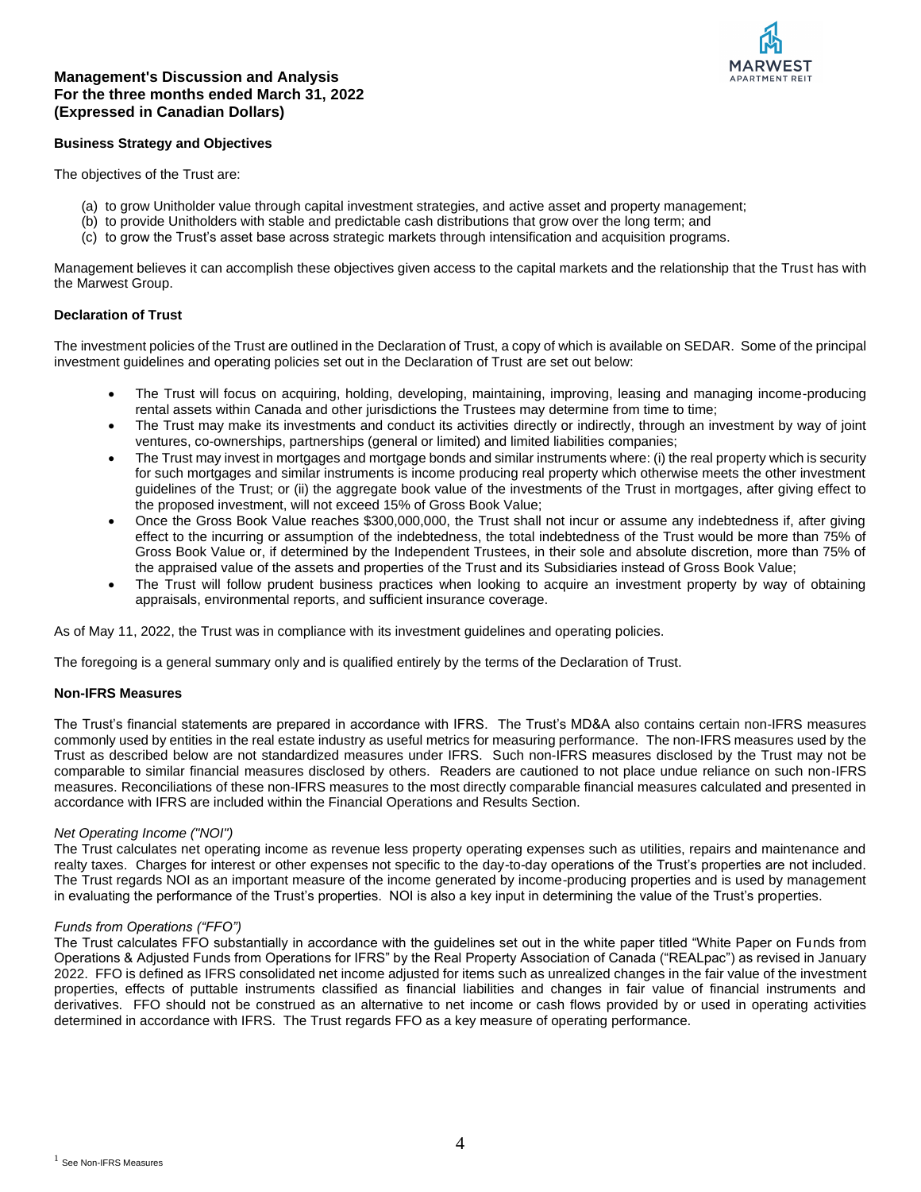## Business Strategy and Objectives

The objectives of the Trust are:

(a) to grow Unitholder value through capital investment strategies, and active asset and property management;
(b) to provide Unitholders with stable and predictable cash distributions that grow over the long term; and
(c) to grow the Trust's asset base across strategic markets through intensification and acquisition programs.

Management believes it can accomplish these objectives given access to the capital markets and the relationship that the Trust has with the Marwest Group.

## Declaration of Trust

The investment policies of the Trust are outlined in the Declaration of Trust, a copy of which is available on SEDAR. Some of the principal investment guidelines and operating policies set out in the Declaration of Trust are set out below:

- The Trust will focus on acquiring, holding, developing, maintaining, improving, leasing and managing income-producing rental assets within Canada and other jurisdictions the Trustees may determine from time to time;
- The Trust may make its investments and conduct its activities directly or indirectly, through an investment by way of joint ventures, co-ownerships, partnerships (general or limited) and limited liabilities companies;
- The Trust may invest in mortgages and mortgage bonds and similar instruments where: (i) the real property which is security for such mortgages and similar instruments is income producing real property which otherwise meets the other investment guidelines of the Trust; or (ii) the aggregate book value of the investments of the Trust in mortgages, after giving effect to the proposed investment, will not exceed 15% of Gross Book Value;
- Once the Gross Book Value reaches $300,000,000, the Trust shall not incur or assume any indebtedness if, after giving effect to the incurring or assumption of the indebtedness, the total indebtedness of the Trust would be more than 75% of Gross Book Value or, if determined by the Independent Trustees, in their sole and absolute discretion, more than 75% of the appraised value of the assets and properties of the Trust and its Subsidiaries instead of Gross Book Value;
- The Trust will follow prudent business practices when looking to acquire an investment property by way of obtaining appraisals, environmental reports, and sufficient insurance coverage.

As of May 11, 2022, the Trust was in compliance with its investment guidelines and operating policies.

The foregoing is a general summary only and is qualified entirely by the terms of the Declaration of Trust.

## Non-IFRS Measures

The Trust's financial statements are prepared in accordance with IFRS. The Trust's MD&A also contains certain non-IFRS measures commonly used by entities in the real estate industry as useful metrics for measuring performance. The non-IFRS measures used by the Trust as described below are not standardized measures under IFRS. Such non-IFRS measures disclosed by the Trust may not be comparable to similar financial measures disclosed by others. Readers are cautioned to not place undue reliance on such non-IFRS measures. Reconciliations of these non-IFRS measures to the most directly comparable financial measures calculated and presented in accordance with IFRS are included within the Financial Operations and Results Section.

*Net Operating Income ("NOI")*

The Trust calculates net operating income as revenue less property operating expenses such as utilities, repairs and maintenance and realty taxes. Charges for interest or other expenses not specific to the day-to-day operations of the Trust's properties are not included. The Trust regards NOI as an important measure of the income generated by income-producing properties and is used by management in evaluating the performance of the Trust's properties. NOI is also a key input in determining the value of the Trust's properties.

*Funds from Operations ("FFO")*

The Trust calculates FFO substantially in accordance with the guidelines set out in the white paper titled "White Paper on Funds from Operations & Adjusted Funds from Operations for IFRS" by the Real Property Association of Canada ("REALpac") as revised in January 2022. FFO is defined as IFRS consolidated net income adjusted for items such as unrealized changes in the fair value of the investment properties, effects of puttable instruments classified as financial liabilities and changes in fair value of financial instruments and derivatives. FFO should not be construed as an alternative to net income or cash flows provided by or used in operating activities determined in accordance with IFRS. The Trust regards FFO as a key measure of operating performance.

[1] See Non-IFRS Measures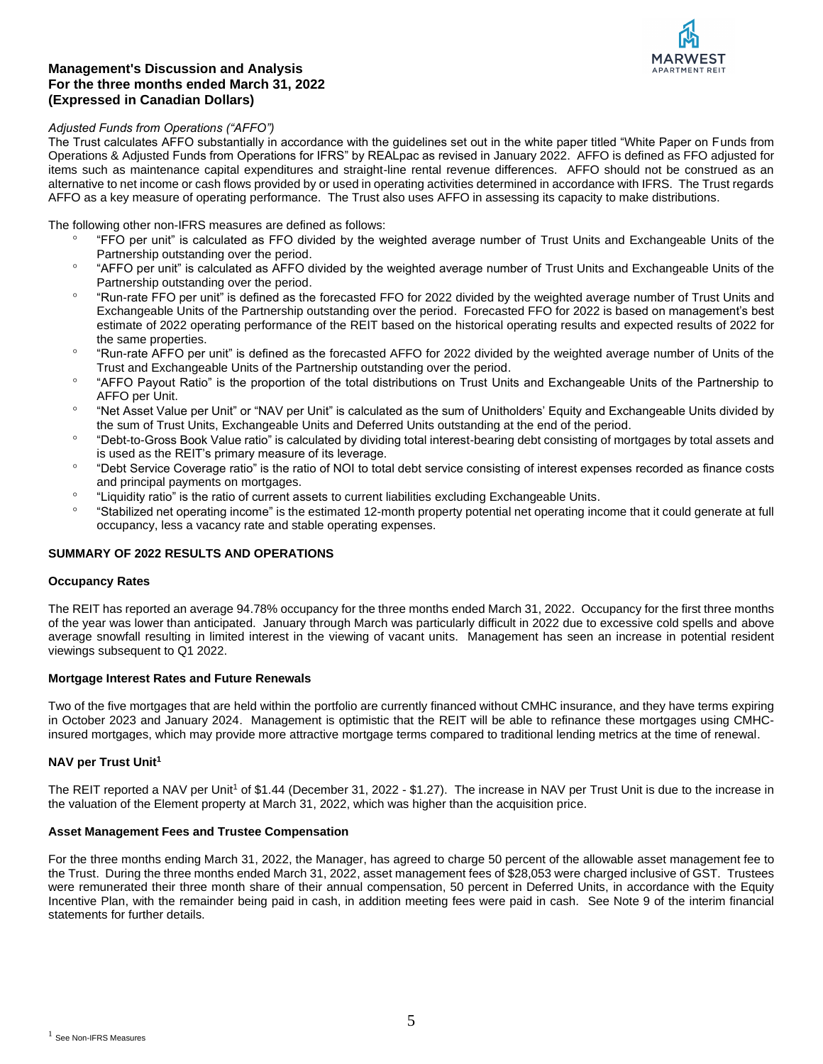*Adjusted Funds from Operations ("AFFO")*

The Trust calculates AFFO substantially in accordance with the guidelines set out in the white paper titled "White Paper on Funds from Operations & Adjusted Funds from Operations for IFRS" by REALpac as revised in January 2022. AFFO is defined as FFO adjusted for items such as maintenance capital expenditures and straight-line rental revenue differences. AFFO should not be construed as an alternative to net income or cash flows provided by or used in operating activities determined in accordance with IFRS. The Trust regards AFFO as a key measure of operating performance. The Trust also uses AFFO in assessing its capacity to make distributions.

The following other non-IFRS measures are defined as follows:

- "FFO per unit" is calculated as FFO divided by the weighted average number of Trust Units and Exchangeable Units of the Partnership outstanding over the period.
- "AFFO per unit" is calculated as AFFO divided by the weighted average number of Trust Units and Exchangeable Units of the Partnership outstanding over the period.
- "Run-rate FFO per unit" is defined as the forecasted FFO for 2022 divided by the weighted average number of Trust Units and Exchangeable Units of the Partnership outstanding over the period. Forecasted FFO for 2022 is based on management's best estimate of 2022 operating performance of the REIT based on the historical operating results and expected results of 2022 for the same properties.
- "Run-rate AFFO per unit" is defined as the forecasted AFFO for 2022 divided by the weighted average number of Units of the Trust and Exchangeable Units of the Partnership outstanding over the period.
- "AFFO Payout Ratio" is the proportion of the total distributions on Trust Units and Exchangeable Units of the Partnership to AFFO per Unit.
- "Net Asset Value per Unit" or "NAV per Unit" is calculated as the sum of Unitholders' Equity and Exchangeable Units divided by the sum of Trust Units, Exchangeable Units and Deferred Units outstanding at the end of the period.
- "Debt-to-Gross Book Value ratio" is calculated by dividing total interest-bearing debt consisting of mortgages by total assets and is used as the REIT's primary measure of its leverage.
- "Debt Service Coverage ratio" is the ratio of NOI to total debt service consisting of interest expenses recorded as finance costs and principal payments on mortgages.
- "Liquidity ratio" is the ratio of current assets to current liabilities excluding Exchangeable Units.
- "Stabilized net operating income" is the estimated 12-month property potential net operating income that it could generate at full occupancy, less a vacancy rate and stable operating expenses.

## SUMMARY OF 2022 RESULTS AND OPERATIONS

### Occupancy Rates

The REIT has reported an average 94.78% occupancy for the three months ended March 31, 2022. Occupancy for the first three months of the year was lower than anticipated. January through March was particularly difficult in 2022 due to excessive cold spells and above average snowfall resulting in limited interest in the viewing of vacant units. Management has seen an increase in potential resident viewings subsequent to Q1 2022.

### Mortgage Interest Rates and Future Renewals

Two of the five mortgages that are held within the portfolio are currently financed without CMHC insurance, and they have terms expiring in October 2023 and January 2024. Management is optimistic that the REIT will be able to refinance these mortgages using CMHC-insured mortgages, which may provide more attractive mortgage terms compared to traditional lending metrics at the time of renewal.

### NAV per Trust Unit[1]

The REIT reported a NAV per Unit[1] of $1.44 (December 31, 2022 - $1.27). The increase in NAV per Trust Unit is due to the increase in the valuation of the Element property at March 31, 2022, which was higher than the acquisition price.

### Asset Management Fees and Trustee Compensation

For the three months ending March 31, 2022, the Manager, has agreed to charge 50 percent of the allowable asset management fee to the Trust. During the three months ended March 31, 2022, asset management fees of $28,053 were charged inclusive of GST. Trustees were remunerated their three month share of their annual compensation, 50 percent in Deferred Units, in accordance with the Equity Incentive Plan, with the remainder being paid in cash, in addition meeting fees were paid in cash. See Note 9 of the interim financial statements for further details.

[1] See Non-IFRS Measures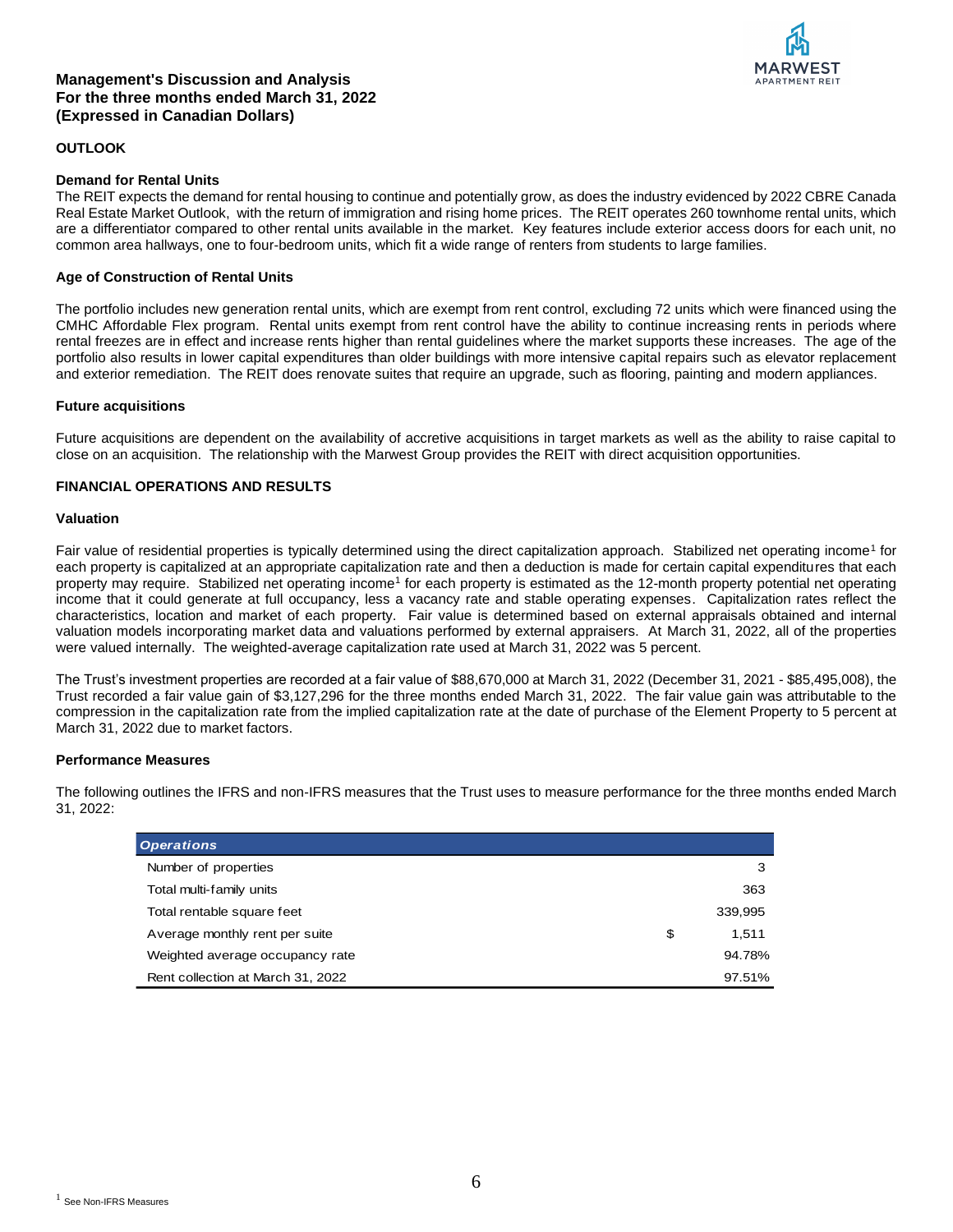# Management's Discussion and Analysis
# For the three months ended March 31, 2022
# (Expressed in Canadian Dollars)

## OUTLOOK

### Demand for Rental Units

The REIT expects the demand for rental housing to continue and potentially grow, as does the industry evidenced by 2022 CBRE Canada Real Estate Market Outlook, with the return of immigration and rising home prices. The REIT operates 260 townhome rental units, which are a differentiator compared to other rental units available in the market. Key features include exterior access doors for each unit, no common area hallways, one to four-bedroom units, which fit a wide range of renters from students to large families.

### Age of Construction of Rental Units

The portfolio includes new generation rental units, which are exempt from rent control, excluding 72 units which were financed using the CMHC Affordable Flex program. Rental units exempt from rent control have the ability to continue increasing rents in periods where rental freezes are in effect and increase rents higher than rental guidelines where the market supports these increases. The age of the portfolio also results in lower capital expenditures than older buildings with more intensive capital repairs such as elevator replacement and exterior remediation. The REIT does renovate suites that require an upgrade, such as flooring, painting and modern appliances.

### Future acquisitions

Future acquisitions are dependent on the availability of accretive acquisitions in target markets as well as the ability to raise capital to close on an acquisition. The relationship with the Marwest Group provides the REIT with direct acquisition opportunities.

## FINANCIAL OPERATIONS AND RESULTS

### Valuation

Fair value of residential properties is typically determined using the direct capitalization approach. Stabilized net operating income[1] for each property is capitalized at an appropriate capitalization rate and then a deduction is made for certain capital expenditures that each property may require. Stabilized net operating income[1] for each property is estimated as the 12-month property potential net operating income that it could generate at full occupancy, less a vacancy rate and stable operating expenses. Capitalization rates reflect the characteristics, location and market of each property. Fair value is determined based on external appraisals obtained and internal valuation models incorporating market data and valuations performed by external appraisers. At March 31, 2022, all of the properties were valued internally. The weighted-average capitalization rate used at March 31, 2022 was 5 percent.

The Trust's investment properties are recorded at a fair value of $88,670,000 at March 31, 2022 (December 31, 2021 - $85,495,008), the Trust recorded a fair value gain of $3,127,296 for the three months ended March 31, 2022. The fair value gain was attributable to the compression in the capitalization rate from the implied capitalization rate at the date of purchase of the Element Property to 5 percent at March 31, 2022 due to market factors.

### Performance Measures

The following outlines the IFRS and non-IFRS measures that the Trust uses to measure performance for the three months ended March 31, 2022:

| *Operations* | |
|---|---|
| Number of properties | 3 |
| Total multi-family units | 363 |
| Total rentable square feet | 339,995 |
| Average monthly rent per suite | $ 1,511 |
| Weighted average occupancy rate | 94.78% |
| Rent collection at March 31, 2022 | 97.51% |

[1] See Non-IFRS Measures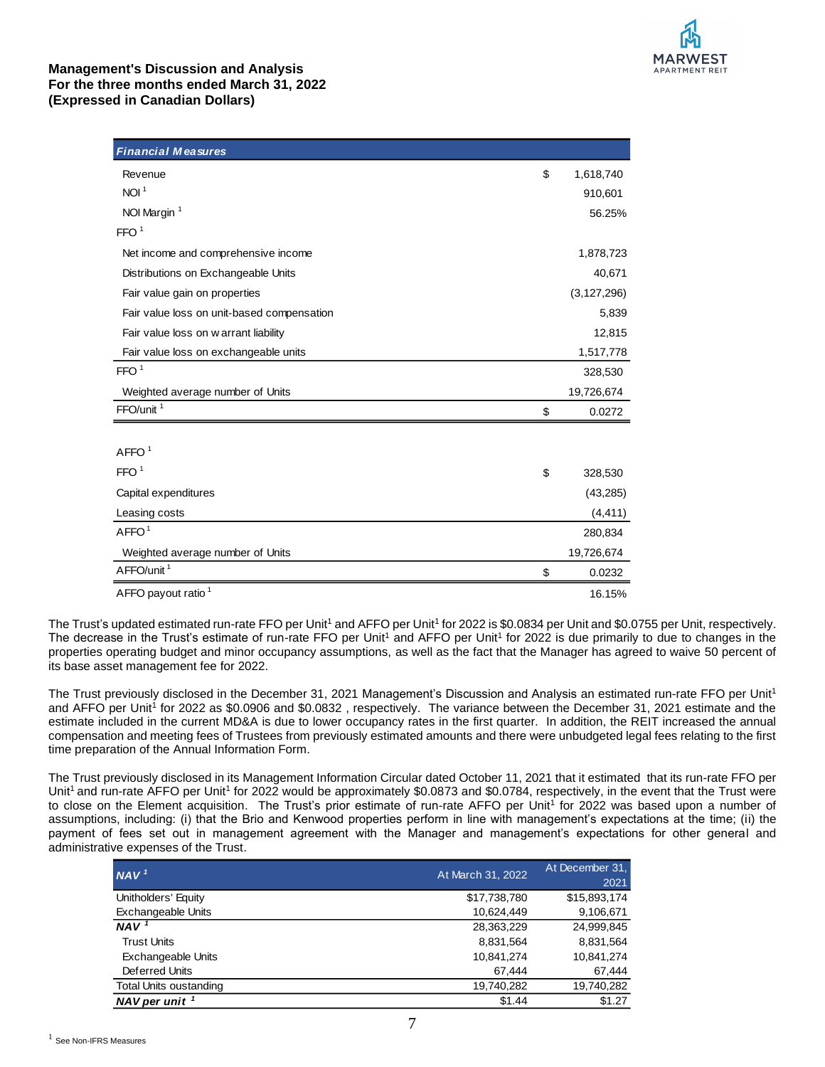| *Financial Measures* | | |
|---|---|---|
| Revenue | $ | 1,618,740 |
| NOI [1] | | 910,601 |
| NOI Margin [1] | | 56.25% |
| FFO [1] | | |
| Net income and comprehensive income | | 1,878,723 |
| Distributions on Exchangeable Units | | 40,671 |
| Fair value gain on properties | | (3,127,296) |
| Fair value loss on unit-based compensation | | 5,839 |
| Fair value loss on warrant liability | | 12,815 |
| Fair value loss on exchangeable units | | 1,517,778 |
| FFO [1] | | 328,530 |
| Weighted average number of Units | | 19,726,674 |
| FFO/unit [1] | $ | 0.0272 |
| | | |
| AFFO [1] | | |
| FFO [1] | $ | 328,530 |
| Capital expenditures | | (43,285) |
| Leasing costs | | (4,411) |
| AFFO [1] | | 280,834 |
| Weighted average number of Units | | 19,726,674 |
| AFFO/unit [1] | $ | 0.0232 |
| AFFO payout ratio [1] | | 16.15% |

The Trust's updated estimated run-rate FFO per Unit[1] and AFFO per Unit[1] for 2022 is $0.0834 per Unit and $0.0755 per Unit, respectively. The decrease in the Trust's estimate of run-rate FFO per Unit[1] and AFFO per Unit[1] for 2022 is due primarily to due to changes in the properties operating budget and minor occupancy assumptions, as well as the fact that the Manager has agreed to waive 50 percent of its base asset management fee for 2022.

The Trust previously disclosed in the December 31, 2021 Management's Discussion and Analysis an estimated run-rate FFO per Unit[1] and AFFO per Unit[1] for 2022 as $0.0906 and $0.0832 , respectively. The variance between the December 31, 2021 estimate and the estimate included in the current MD&A is due to lower occupancy rates in the first quarter. In addition, the REIT increased the annual compensation and meeting fees of Trustees from previously estimated amounts and there were unbudgeted legal fees relating to the first time preparation of the Annual Information Form.

The Trust previously disclosed in its Management Information Circular dated October 11, 2021 that it estimated that its run-rate FFO per Unit[1] and run-rate AFFO per Unit[1] for 2022 would be approximately $0.0873 and $0.0784, respectively, in the event that the Trust were to close on the Element acquisition. The Trust's prior estimate of run-rate AFFO per Unit[1] for 2022 was based upon a number of assumptions, including: (i) that the Brio and Kenwood properties perform in line with management's expectations at the time; (ii) the payment of fees set out in management agreement with the Manager and management's expectations for other general and administrative expenses of the Trust.

| ***NAV*** [1] | At March 31, 2022 | At December 31, 2021 |
|---|---|---|
| Unitholders' Equity | $17,738,780 | $15,893,174 |
| Exchangeable Units | 10,624,449 | 9,106,671 |
| ***NAV*** [1] | 28,363,229 | 24,999,845 |
| Trust Units | 8,831,564 | 8,831,564 |
| Exchangeable Units | 10,841,274 | 10,841,274 |
| Deferred Units | 67,444 | 67,444 |
| Total Units oustanding | 19,740,282 | 19,740,282 |
| ***NAV per unit*** [1] | $1.44 | $1.27 |

[1] See Non-IFRS Measures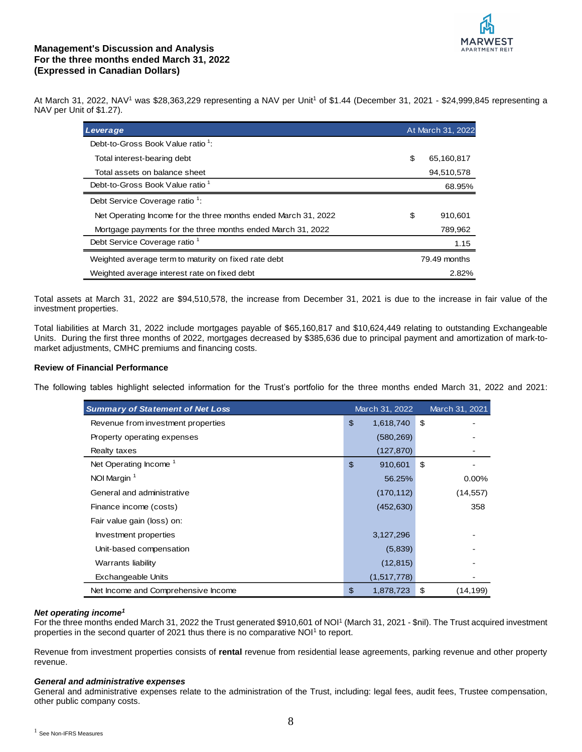**Management's Discussion and Analysis**
**For the three months ended March 31, 2022**
**(Expressed in Canadian Dollars)**

At March 31, 2022, NAV[1] was $28,363,229 representing a NAV per Unit[1] of $1.44 (December 31, 2021 - $24,999,845 representing a NAV per Unit of $1.27).

| *Leverage* | | At March 31, 2022 |
|---|---|---|
| Debt-to-Gross Book Value ratio [1]: | | |
| Total interest-bearing debt | $ | 65,160,817 |
| Total assets on balance sheet | | 94,510,578 |
| Debt-to-Gross Book Value ratio [1] | | 68.95% |
| Debt Service Coverage ratio [1]: | | |
| Net Operating Income for the three months ended March 31, 2022 | $ | 910,601 |
| Mortgage payments for the three months ended March 31, 2022 | | 789,962 |
| Debt Service Coverage ratio [1] | | 1.15 |
| Weighted average term to maturity on fixed rate debt | | 79.49 months |
| Weighted average interest rate on fixed debt | | 2.82% |

Total assets at March 31, 2022 are $94,510,578, the increase from December 31, 2021 is due to the increase in fair value of the investment properties.

Total liabilities at March 31, 2022 include mortgages payable of $65,160,817 and $10,624,449 relating to outstanding Exchangeable Units. During the first three months of 2022, mortgages decreased by $385,636 due to principal payment and amortization of mark-to-market adjustments, CMHC premiums and financing costs.

**Review of Financial Performance**

The following tables highlight selected information for the Trust's portfolio for the three months ended March 31, 2022 and 2021:

| *Summary of Statement of Net Loss* | | March 31, 2022 | | March 31, 2021 |
|---|---|---|---|---|
| Revenue from investment properties | $ | 1,618,740 | $ | - |
| Property operating expenses | | (580,269) | | - |
| Realty taxes | | (127,870) | | - |
| Net Operating Income [1] | $ | 910,601 | $ | - |
| NOI Margin [1] | | 56.25% | | 0.00% |
| General and administrative | | (170,112) | | (14,557) |
| Finance income (costs) | | (452,630) | | 358 |
| Fair value gain (loss) on: | | | | |
| Investment properties | | 3,127,296 | | - |
| Unit-based compensation | | (5,839) | | - |
| Warrants liability | | (12,815) | | - |
| Exchangeable Units | | (1,517,778) | | - |
| Net Income and Comprehensive Income | $ | 1,878,723 | $ | (14,199) |

***Net operating income[1]***

For the three months ended March 31, 2022 the Trust generated $910,601 of NOI[1] (March 31, 2021 - $nil). The Trust acquired investment properties in the second quarter of 2021 thus there is no comparative NOI[1] to report.

Revenue from investment properties consists of **rental** revenue from residential lease agreements, parking revenue and other property revenue.

***General and administrative expenses***

General and administrative expenses relate to the administration of the Trust, including: legal fees, audit fees, Trustee compensation, other public company costs.

[1] See Non-IFRS Measures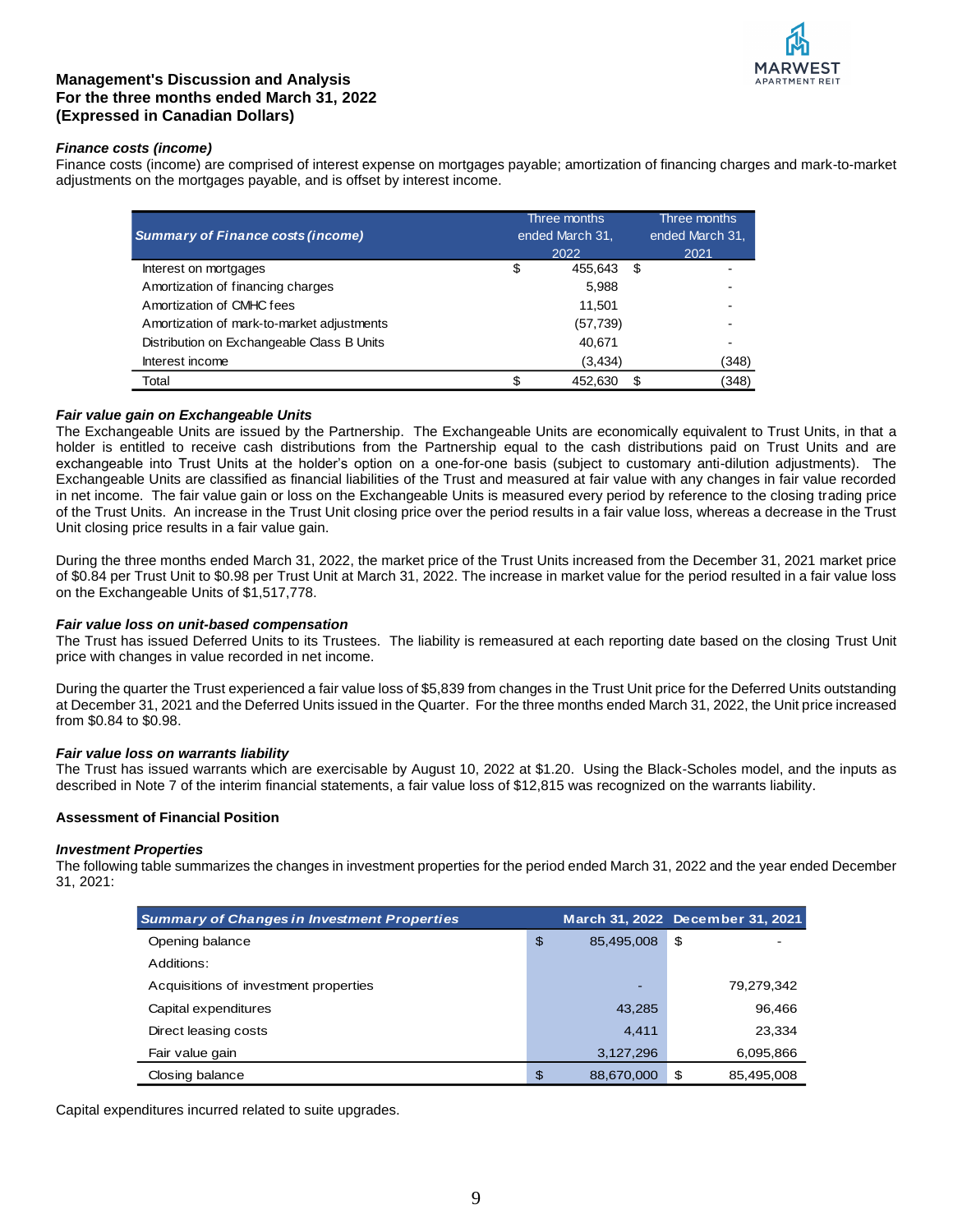## Management's Discussion and Analysis
## For the three months ended March 31, 2022
## (Expressed in Canadian Dollars)

***Finance costs (income)***

Finance costs (income) are comprised of interest expense on mortgages payable; amortization of financing charges and mark-to-market adjustments on the mortgages payable, and is offset by interest income.

| *Summary of Finance costs (income)* | | Three months ended March 31, 2022 | | Three months ended March 31, 2021 |
|---|---|---|---|---|
| Interest on mortgages | $ | 455,643 | $ | - |
| Amortization of financing charges | | 5,988 | | - |
| Amortization of CMHC fees | | 11,501 | | - |
| Amortization of mark-to-market adjustments | | (57,739) | | - |
| Distribution on Exchangeable Class B Units | | 40,671 | | - |
| Interest income | | (3,434) | | (348) |
| Total | $ | 452,630 | $ | (348) |

***Fair value gain on Exchangeable Units***

The Exchangeable Units are issued by the Partnership. The Exchangeable Units are economically equivalent to Trust Units, in that a holder is entitled to receive cash distributions from the Partnership equal to the cash distributions paid on Trust Units and are exchangeable into Trust Units at the holder's option on a one-for-one basis (subject to customary anti-dilution adjustments). The Exchangeable Units are classified as financial liabilities of the Trust and measured at fair value with any changes in fair value recorded in net income. The fair value gain or loss on the Exchangeable Units is measured every period by reference to the closing trading price of the Trust Units. An increase in the Trust Unit closing price over the period results in a fair value loss, whereas a decrease in the Trust Unit closing price results in a fair value gain.

During the three months ended March 31, 2022, the market price of the Trust Units increased from the December 31, 2021 market price of $0.84 per Trust Unit to $0.98 per Trust Unit at March 31, 2022. The increase in market value for the period resulted in a fair value loss on the Exchangeable Units of $1,517,778.

***Fair value loss on unit-based compensation***

The Trust has issued Deferred Units to its Trustees. The liability is remeasured at each reporting date based on the closing Trust Unit price with changes in value recorded in net income.

During the quarter the Trust experienced a fair value loss of $5,839 from changes in the Trust Unit price for the Deferred Units outstanding at December 31, 2021 and the Deferred Units issued in the Quarter. For the three months ended March 31, 2022, the Unit price increased from $0.84 to $0.98.

***Fair value loss on warrants liability***

The Trust has issued warrants which are exercisable by August 10, 2022 at $1.20. Using the Black-Scholes model, and the inputs as described in Note 7 of the interim financial statements, a fair value loss of $12,815 was recognized on the warrants liability.

**Assessment of Financial Position**

***Investment Properties***

The following table summarizes the changes in investment properties for the period ended March 31, 2022 and the year ended December 31, 2021:

| *Summary of Changes in Investment Properties* | | March 31, 2022 | | December 31, 2021 |
|---|---|---|---|---|
| Opening balance | $ | 85,495,008 | $ | - |
| Additions: | | | | |
| Acquisitions of investment properties | | - | | 79,279,342 |
| Capital expenditures | | 43,285 | | 96,466 |
| Direct leasing costs | | 4,411 | | 23,334 |
| Fair value gain | | 3,127,296 | | 6,095,866 |
| Closing balance | $ | 88,670,000 | $ | 85,495,008 |

Capital expenditures incurred related to suite upgrades.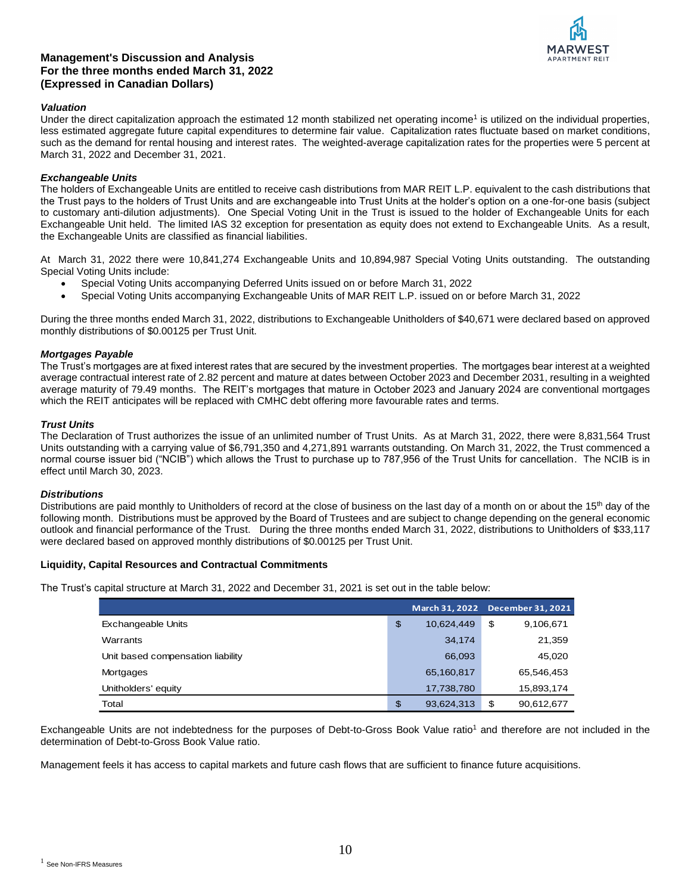### *Valuation*

Under the direct capitalization approach the estimated 12 month stabilized net operating income[1] is utilized on the individual properties, less estimated aggregate future capital expenditures to determine fair value. Capitalization rates fluctuate based on market conditions, such as the demand for rental housing and interest rates. The weighted-average capitalization rates for the properties were 5 percent at March 31, 2022 and December 31, 2021.

### *Exchangeable Units*

The holders of Exchangeable Units are entitled to receive cash distributions from MAR REIT L.P. equivalent to the cash distributions that the Trust pays to the holders of Trust Units and are exchangeable into Trust Units at the holder's option on a one-for-one basis (subject to customary anti-dilution adjustments). One Special Voting Unit in the Trust is issued to the holder of Exchangeable Units for each Exchangeable Unit held. The limited IAS 32 exception for presentation as equity does not extend to Exchangeable Units. As a result, the Exchangeable Units are classified as financial liabilities.

At March 31, 2022 there were 10,841,274 Exchangeable Units and 10,894,987 Special Voting Units outstanding. The outstanding Special Voting Units include:

- Special Voting Units accompanying Deferred Units issued on or before March 31, 2022
- Special Voting Units accompanying Exchangeable Units of MAR REIT L.P. issued on or before March 31, 2022

During the three months ended March 31, 2022, distributions to Exchangeable Unitholders of $40,671 were declared based on approved monthly distributions of $0.00125 per Trust Unit.

### *Mortgages Payable*

The Trust's mortgages are at fixed interest rates that are secured by the investment properties. The mortgages bear interest at a weighted average contractual interest rate of 2.82 percent and mature at dates between October 2023 and December 2031, resulting in a weighted average maturity of 79.49 months. The REIT's mortgages that mature in October 2023 and January 2024 are conventional mortgages which the REIT anticipates will be replaced with CMHC debt offering more favourable rates and terms.

### *Trust Units*

The Declaration of Trust authorizes the issue of an unlimited number of Trust Units. As at March 31, 2022, there were 8,831,564 Trust Units outstanding with a carrying value of $6,791,350 and 4,271,891 warrants outstanding. On March 31, 2022, the Trust commenced a normal course issuer bid ("NCIB") which allows the Trust to purchase up to 787,956 of the Trust Units for cancellation. The NCIB is in effect until March 30, 2023.

### *Distributions*

Distributions are paid monthly to Unitholders of record at the close of business on the last day of a month on or about the 15th day of the following month. Distributions must be approved by the Board of Trustees and are subject to change depending on the general economic outlook and financial performance of the Trust. During the three months ended March 31, 2022, distributions to Unitholders of $33,117 were declared based on approved monthly distributions of $0.00125 per Trust Unit.

## Liquidity, Capital Resources and Contractual Commitments

The Trust's capital structure at March 31, 2022 and December 31, 2021 is set out in the table below:

| | March 31, 2022 | December 31, 2021 |
|---|---|---|
| Exchangeable Units | $ 10,624,449 | $ 9,106,671 |
| Warrants | 34,174 | 21,359 |
| Unit based compensation liability | 66,093 | 45,020 |
| Mortgages | 65,160,817 | 65,546,453 |
| Unitholders' equity | 17,738,780 | 15,893,174 |
| Total | $ 93,624,313 | $ 90,612,677 |

Exchangeable Units are not indebtedness for the purposes of Debt-to-Gross Book Value ratio[1] and therefore are not included in the determination of Debt-to-Gross Book Value ratio.

Management feels it has access to capital markets and future cash flows that are sufficient to finance future acquisitions.

[1] See Non-IFRS Measures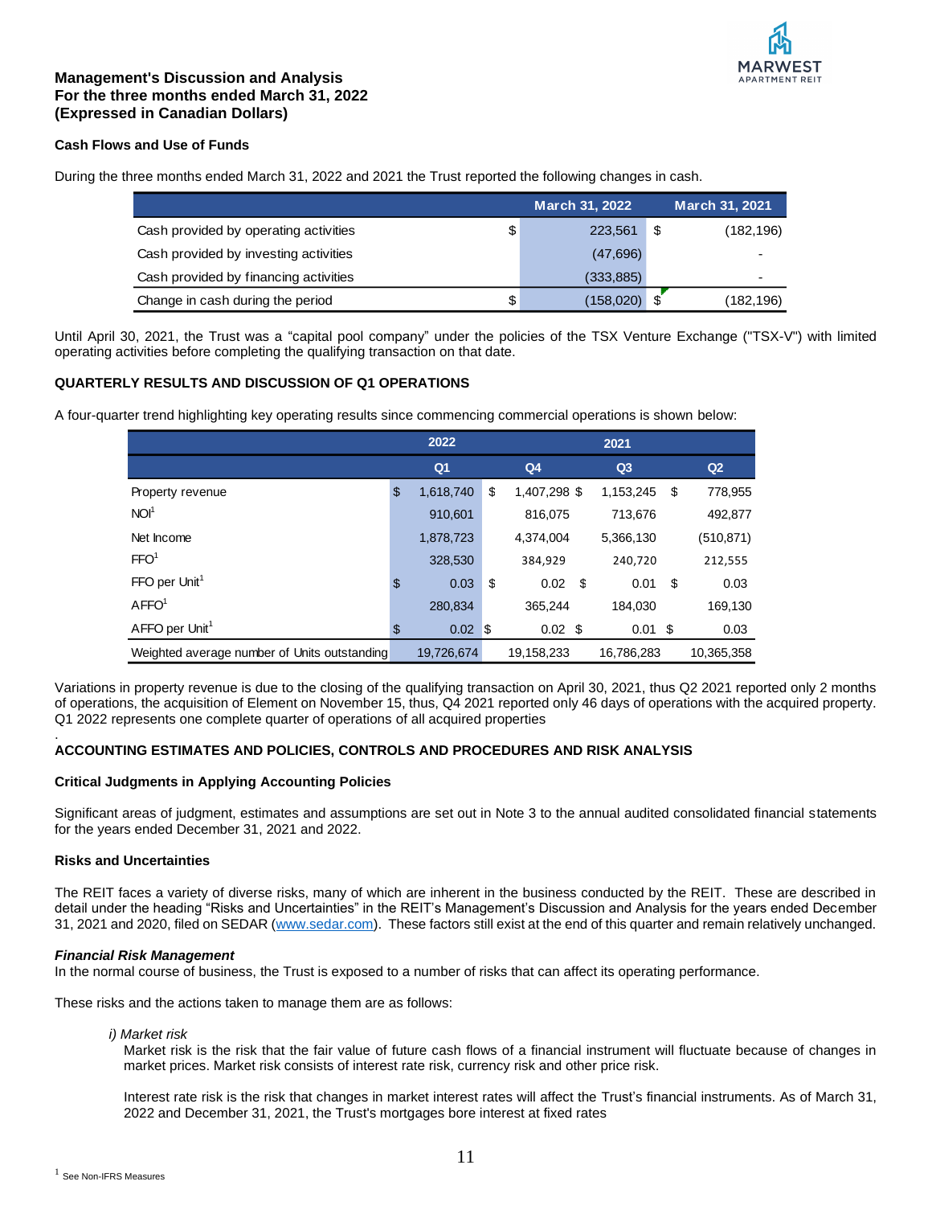**Management's Discussion and Analysis**
**For the three months ended March 31, 2022**
**(Expressed in Canadian Dollars)**

**Cash Flows and Use of Funds**

During the three months ended March 31, 2022 and 2021 the Trust reported the following changes in cash.

| | | March 31, 2022 | | March 31, 2021 |
|---|---|---|---|---|
| Cash provided by operating activities | $ | 223,561 | $ | (182,196) |
| Cash provided by investing activities | | (47,696) | | - |
| Cash provided by financing activities | | (333,885) | | - |
| Change in cash during the period | $ | (158,020) | $ | (182,196) |

Until April 30, 2021, the Trust was a "capital pool company" under the policies of the TSX Venture Exchange ("TSX-V") with limited operating activities before completing the qualifying transaction on that date.

**QUARTERLY RESULTS AND DISCUSSION OF Q1 OPERATIONS**

A four-quarter trend highlighting key operating results since commencing commercial operations is shown below:

| | | 2022 | | 2021 | | | |
|---|---|---|---|---|---|---|---|
| | | Q1 | | Q4 | Q3 | | Q2 |
| Property revenue | $ | 1,618,740 | $ | 1,407,298 $ | 1,153,245 | $ | 778,955 |
| NOI[1] | | 910,601 | | 816,075 | 713,676 | | 492,877 |
| Net Income | | 1,878,723 | | 4,374,004 | 5,366,130 | | (510,871) |
| FFO[1] | | 328,530 | | 384,929 | 240,720 | | 212,555 |
| FFO per Unit[1] | $ | 0.03 | $ | 0.02 $ | 0.01 | $ | 0.03 |
| AFFO[1] | | 280,834 | | 365,244 | 184,030 | | 169,130 |
| AFFO per Unit[1] | $ | 0.02 | $ | 0.02 $ | 0.01 | $ | 0.03 |
| Weighted average number of Units outstanding | | 19,726,674 | | 19,158,233 | 16,786,283 | | 10,365,358 |

Variations in property revenue is due to the closing of the qualifying transaction on April 30, 2021, thus Q2 2021 reported only 2 months of operations, the acquisition of Element on November 15, thus, Q4 2021 reported only 46 days of operations with the acquired property. Q1 2022 represents one complete quarter of operations of all acquired properties

.

**ACCOUNTING ESTIMATES AND POLICIES, CONTROLS AND PROCEDURES AND RISK ANALYSIS**

**Critical Judgments in Applying Accounting Policies**

Significant areas of judgment, estimates and assumptions are set out in Note 3 to the annual audited consolidated financial statements for the years ended December 31, 2021 and 2022.

**Risks and Uncertainties**

The REIT faces a variety of diverse risks, many of which are inherent in the business conducted by the REIT. These are described in detail under the heading "Risks and Uncertainties" in the REIT's Management's Discussion and Analysis for the years ended December 31, 2021 and 2020, filed on SEDAR (www.sedar.com). These factors still exist at the end of this quarter and remain relatively unchanged.

***Financial Risk Management***

In the normal course of business, the Trust is exposed to a number of risks that can affect its operating performance.

These risks and the actions taken to manage them are as follows:

*i) Market risk*

Market risk is the risk that the fair value of future cash flows of a financial instrument will fluctuate because of changes in market prices. Market risk consists of interest rate risk, currency risk and other price risk.

Interest rate risk is the risk that changes in market interest rates will affect the Trust's financial instruments. As of March 31, 2022 and December 31, 2021, the Trust's mortgages bore interest at fixed rates

[1] See Non-IFRS Measures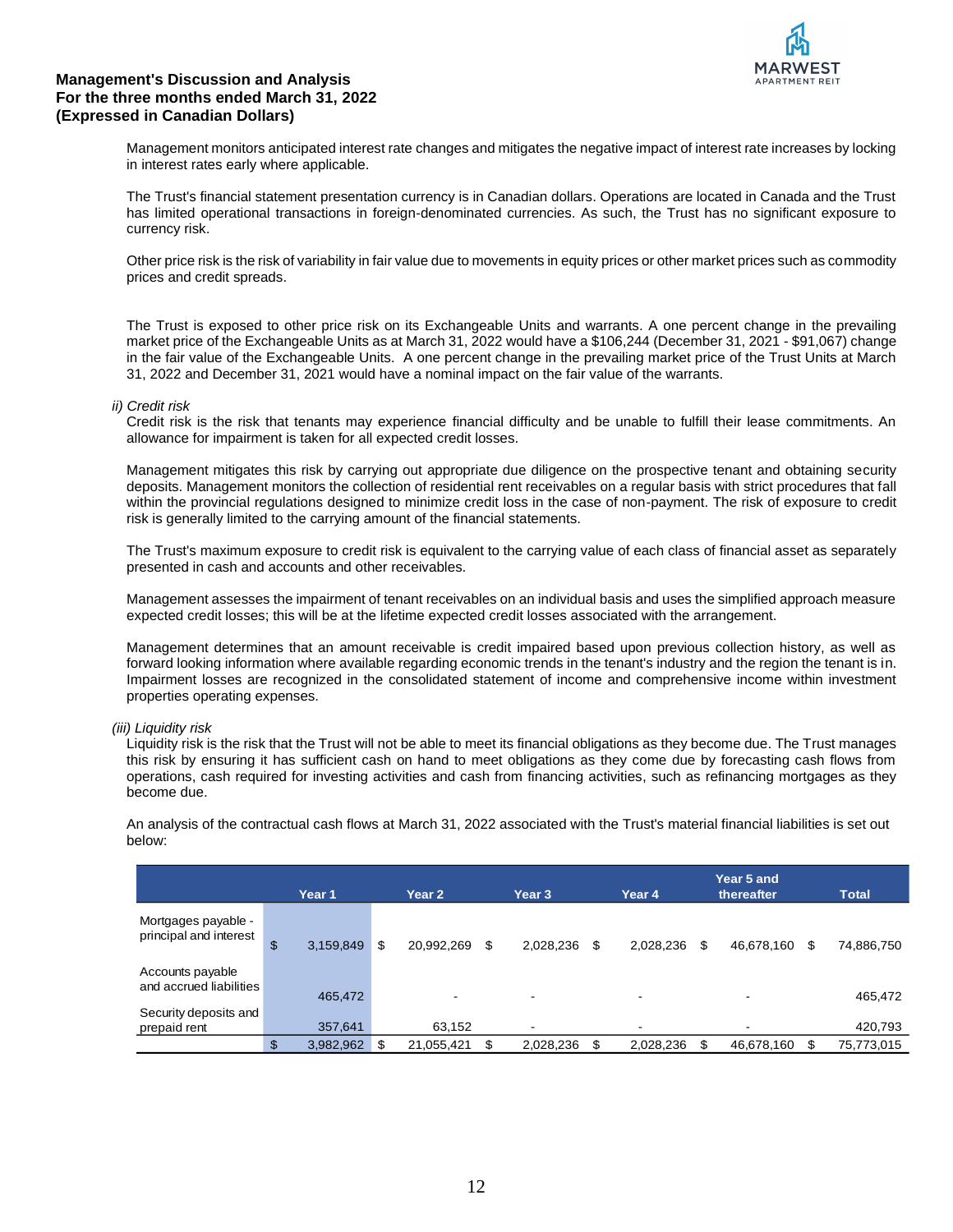Management monitors anticipated interest rate changes and mitigates the negative impact of interest rate increases by locking in interest rates early where applicable.

The Trust's financial statement presentation currency is in Canadian dollars. Operations are located in Canada and the Trust has limited operational transactions in foreign-denominated currencies. As such, the Trust has no significant exposure to currency risk.

Other price risk is the risk of variability in fair value due to movements in equity prices or other market prices such as commodity prices and credit spreads.

The Trust is exposed to other price risk on its Exchangeable Units and warrants. A one percent change in the prevailing market price of the Exchangeable Units as at March 31, 2022 would have a $106,244 (December 31, 2021 - $91,067) change in the fair value of the Exchangeable Units. A one percent change in the prevailing market price of the Trust Units at March 31, 2022 and December 31, 2021 would have a nominal impact on the fair value of the warrants.

*ii) Credit risk*

Credit risk is the risk that tenants may experience financial difficulty and be unable to fulfill their lease commitments. An allowance for impairment is taken for all expected credit losses.

Management mitigates this risk by carrying out appropriate due diligence on the prospective tenant and obtaining security deposits. Management monitors the collection of residential rent receivables on a regular basis with strict procedures that fall within the provincial regulations designed to minimize credit loss in the case of non-payment. The risk of exposure to credit risk is generally limited to the carrying amount of the financial statements.

The Trust's maximum exposure to credit risk is equivalent to the carrying value of each class of financial asset as separately presented in cash and accounts and other receivables.

Management assesses the impairment of tenant receivables on an individual basis and uses the simplified approach measure expected credit losses; this will be at the lifetime expected credit losses associated with the arrangement.

Management determines that an amount receivable is credit impaired based upon previous collection history, as well as forward looking information where available regarding economic trends in the tenant's industry and the region the tenant is in. Impairment losses are recognized in the consolidated statement of income and comprehensive income within investment properties operating expenses.

*(iii) Liquidity risk*

Liquidity risk is the risk that the Trust will not be able to meet its financial obligations as they become due. The Trust manages this risk by ensuring it has sufficient cash on hand to meet obligations as they come due by forecasting cash flows from operations, cash required for investing activities and cash from financing activities, such as refinancing mortgages as they become due.

An analysis of the contractual cash flows at March 31, 2022 associated with the Trust's material financial liabilities is set out below:

| | Year 1 | Year 2 | Year 3 | Year 4 | Year 5 and thereafter | Total |
|---|---|---|---|---|---|---|
| Mortgages payable - principal and interest | $ 3,159,849 | $ 20,992,269 | $ 2,028,236 | $ 2,028,236 | $ 46,678,160 | $ 74,886,750 |
| Accounts payable and accrued liabilities | 465,472 | - | - | - | - | 465,472 |
| Security deposits and prepaid rent | 357,641 | 63,152 | - | - | - | 420,793 |
| | $ 3,982,962 | $ 21,055,421 | $ 2,028,236 | $ 2,028,236 | $ 46,678,160 | $ 75,773,015 |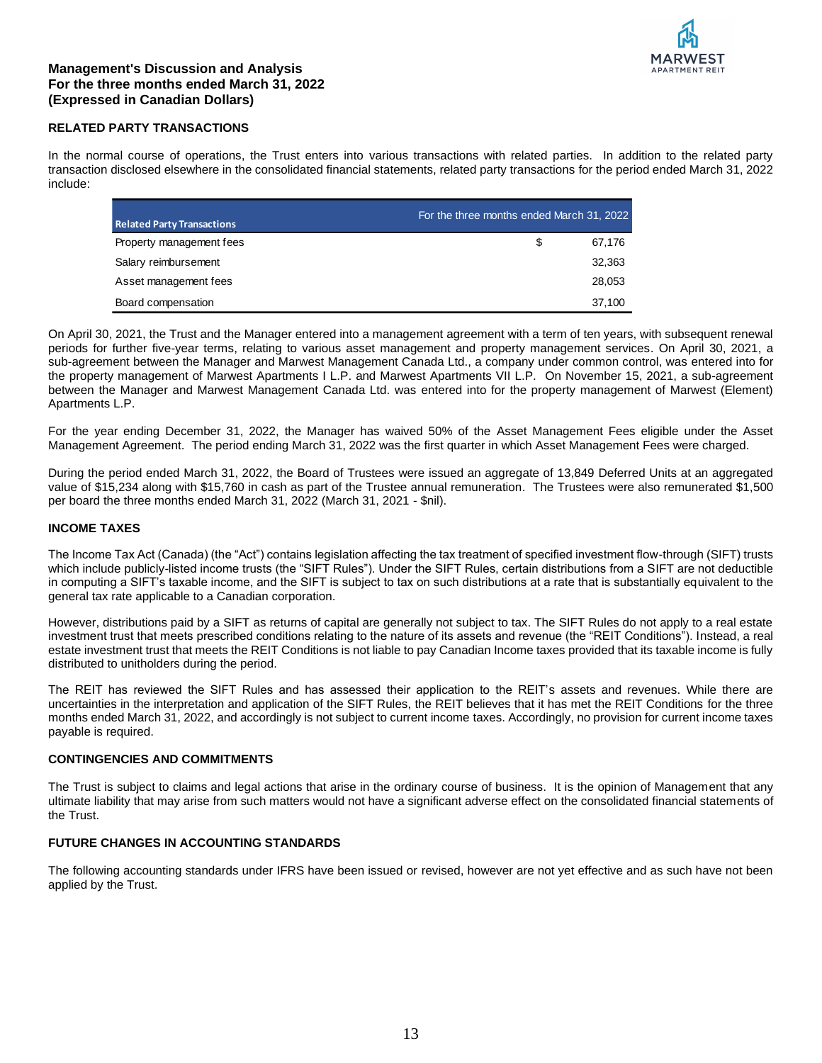## RELATED PARTY TRANSACTIONS

In the normal course of operations, the Trust enters into various transactions with related parties. In addition to the related party transaction disclosed elsewhere in the consolidated financial statements, related party transactions for the period ended March 31, 2022 include:

| Related Party Transactions | For the three months ended March 31, 2022 | |
|---|---|---|
| Property management fees | $ | 67,176 |
| Salary reimbursement | | 32,363 |
| Asset management fees | | 28,053 |
| Board compensation | | 37,100 |

On April 30, 2021, the Trust and the Manager entered into a management agreement with a term of ten years, with subsequent renewal periods for further five-year terms, relating to various asset management and property management services. On April 30, 2021, a sub-agreement between the Manager and Marwest Management Canada Ltd., a company under common control, was entered into for the property management of Marwest Apartments I L.P. and Marwest Apartments VII L.P. On November 15, 2021, a sub-agreement between the Manager and Marwest Management Canada Ltd. was entered into for the property management of Marwest (Element) Apartments L.P.

For the year ending December 31, 2022, the Manager has waived 50% of the Asset Management Fees eligible under the Asset Management Agreement. The period ending March 31, 2022 was the first quarter in which Asset Management Fees were charged.

During the period ended March 31, 2022, the Board of Trustees were issued an aggregate of 13,849 Deferred Units at an aggregated value of $15,234 along with $15,760 in cash as part of the Trustee annual remuneration. The Trustees were also remunerated $1,500 per board the three months ended March 31, 2022 (March 31, 2021 - $nil).

## INCOME TAXES

The Income Tax Act (Canada) (the "Act") contains legislation affecting the tax treatment of specified investment flow-through (SIFT) trusts which include publicly-listed income trusts (the "SIFT Rules"). Under the SIFT Rules, certain distributions from a SIFT are not deductible in computing a SIFT's taxable income, and the SIFT is subject to tax on such distributions at a rate that is substantially equivalent to the general tax rate applicable to a Canadian corporation.

However, distributions paid by a SIFT as returns of capital are generally not subject to tax. The SIFT Rules do not apply to a real estate investment trust that meets prescribed conditions relating to the nature of its assets and revenue (the "REIT Conditions"). Instead, a real estate investment trust that meets the REIT Conditions is not liable to pay Canadian Income taxes provided that its taxable income is fully distributed to unitholders during the period.

The REIT has reviewed the SIFT Rules and has assessed their application to the REIT's assets and revenues. While there are uncertainties in the interpretation and application of the SIFT Rules, the REIT believes that it has met the REIT Conditions for the three months ended March 31, 2022, and accordingly is not subject to current income taxes. Accordingly, no provision for current income taxes payable is required.

## CONTINGENCIES AND COMMITMENTS

The Trust is subject to claims and legal actions that arise in the ordinary course of business. It is the opinion of Management that any ultimate liability that may arise from such matters would not have a significant adverse effect on the consolidated financial statements of the Trust.

## FUTURE CHANGES IN ACCOUNTING STANDARDS

The following accounting standards under IFRS have been issued or revised, however are not yet effective and as such have not been applied by the Trust.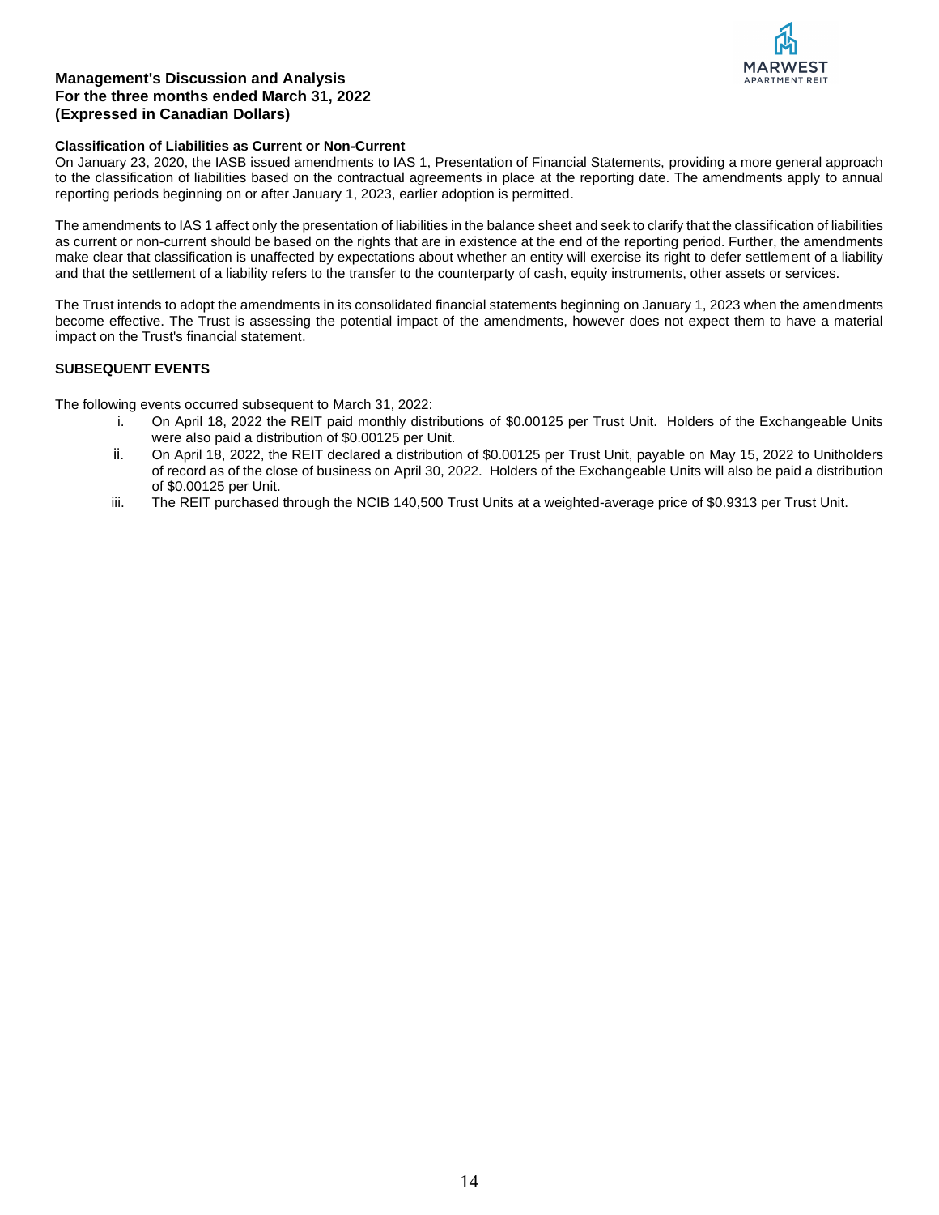### Classification of Liabilities as Current or Non-Current

On January 23, 2020, the IASB issued amendments to IAS 1, Presentation of Financial Statements, providing a more general approach to the classification of liabilities based on the contractual agreements in place at the reporting date. The amendments apply to annual reporting periods beginning on or after January 1, 2023, earlier adoption is permitted.

The amendments to IAS 1 affect only the presentation of liabilities in the balance sheet and seek to clarify that the classification of liabilities as current or non-current should be based on the rights that are in existence at the end of the reporting period. Further, the amendments make clear that classification is unaffected by expectations about whether an entity will exercise its right to defer settlement of a liability and that the settlement of a liability refers to the transfer to the counterparty of cash, equity instruments, other assets or services.

The Trust intends to adopt the amendments in its consolidated financial statements beginning on January 1, 2023 when the amendments become effective. The Trust is assessing the potential impact of the amendments, however does not expect them to have a material impact on the Trust's financial statement.

## SUBSEQUENT EVENTS

The following events occurred subsequent to March 31, 2022:

i. On April 18, 2022 the REIT paid monthly distributions of $0.00125 per Trust Unit. Holders of the Exchangeable Units were also paid a distribution of $0.00125 per Unit.

ii. On April 18, 2022, the REIT declared a distribution of $0.00125 per Trust Unit, payable on May 15, 2022 to Unitholders of record as of the close of business on April 30, 2022. Holders of the Exchangeable Units will also be paid a distribution of $0.00125 per Unit.

iii. The REIT purchased through the NCIB 140,500 Trust Units at a weighted-average price of $0.9313 per Trust Unit.